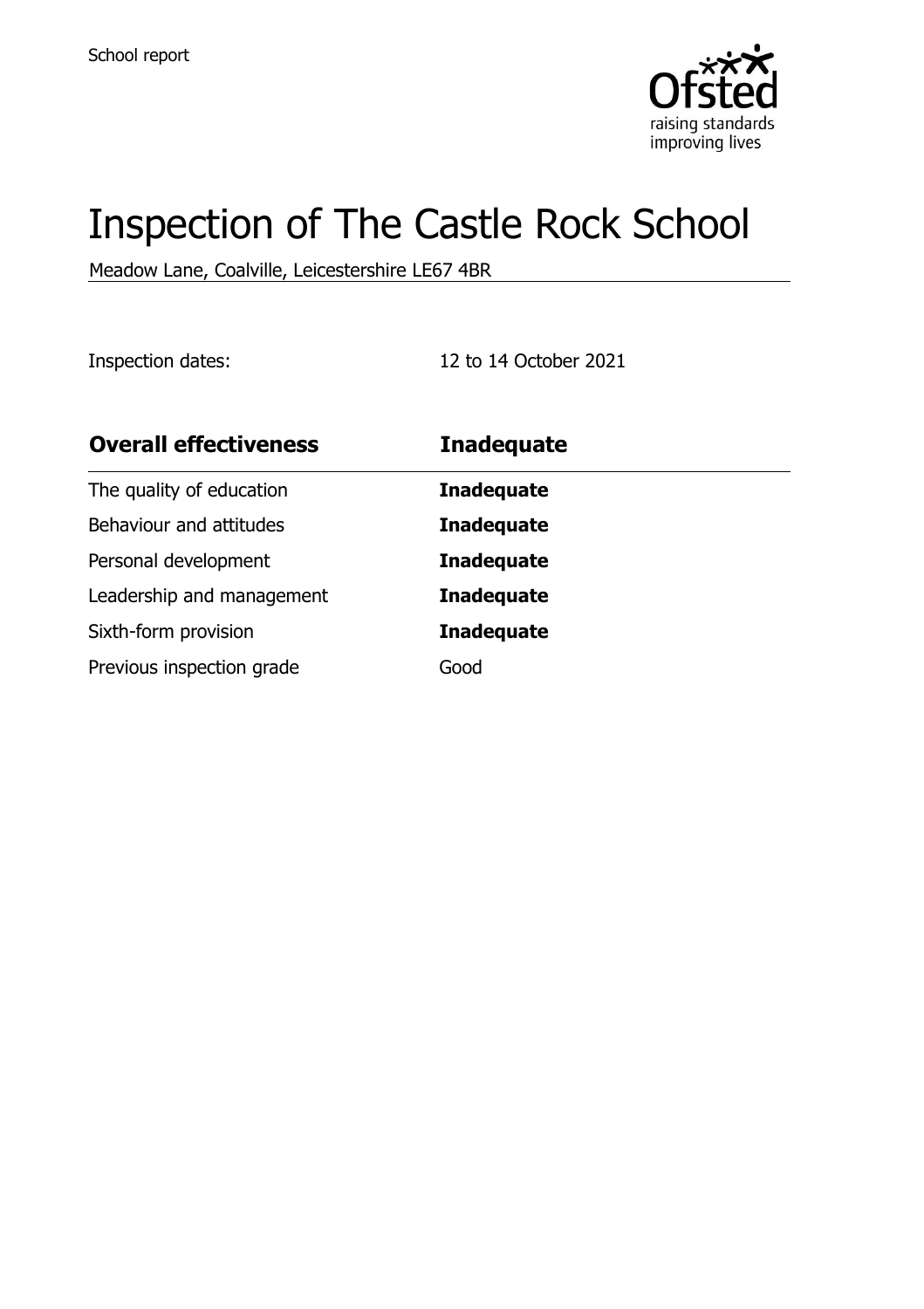School report

# Inspection of The Castle Rock School

Meadow Lane, Coalville, Leicestershire LE67 4BR

Inspection dates: 12 to 14 October 2021

| **Overall effectiveness** | **Inadequate** |
|---|---|
| The quality of education | **Inadequate** |
| Behaviour and attitudes | **Inadequate** |
| Personal development | **Inadequate** |
| Leadership and management | **Inadequate** |
| Sixth-form provision | **Inadequate** |
| Previous inspection grade | Good |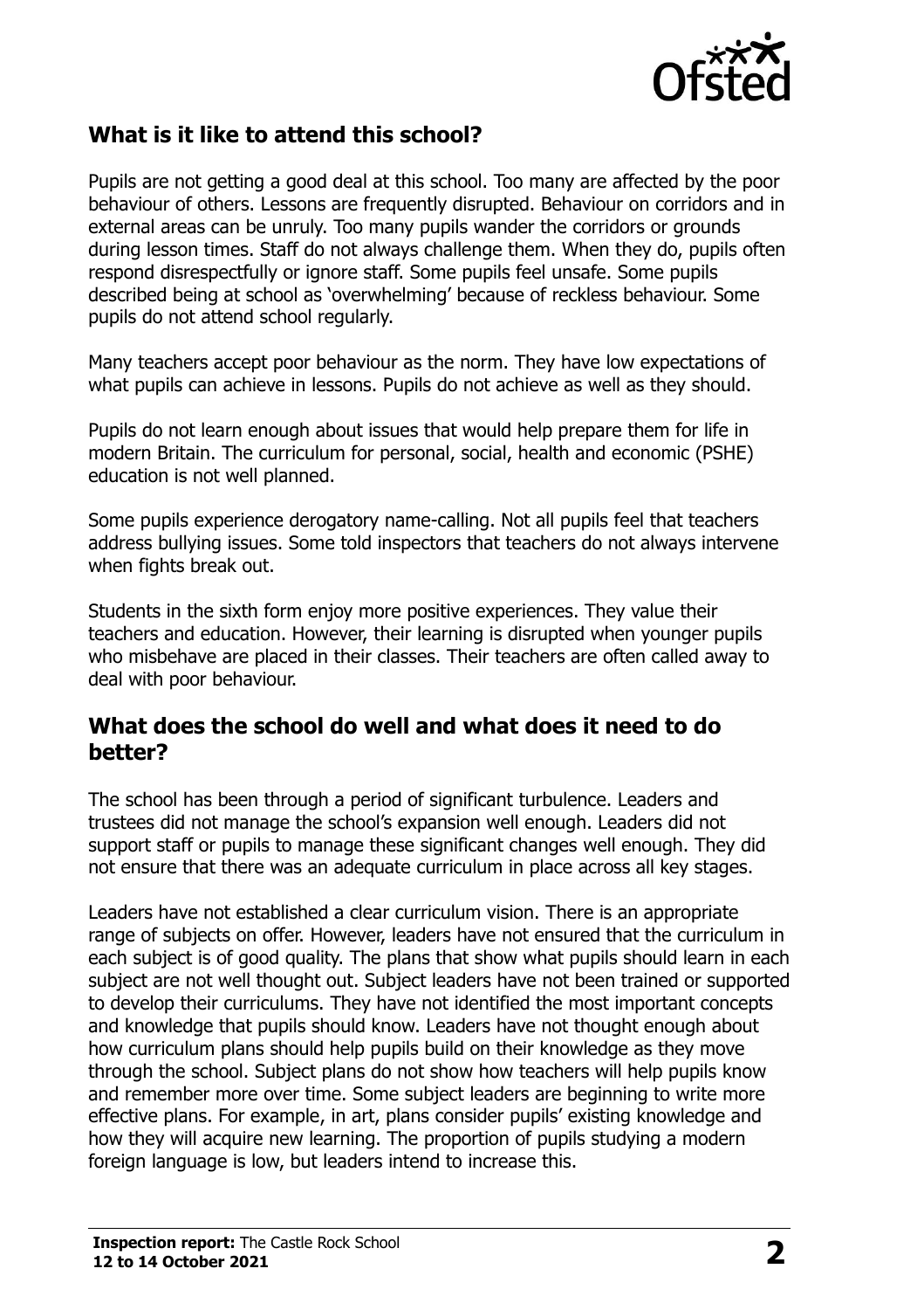## What is it like to attend this school?

Pupils are not getting a good deal at this school. Too many are affected by the poor behaviour of others. Lessons are frequently disrupted. Behaviour on corridors and in external areas can be unruly. Too many pupils wander the corridors or grounds during lesson times. Staff do not always challenge them. When they do, pupils often respond disrespectfully or ignore staff. Some pupils feel unsafe. Some pupils described being at school as 'overwhelming' because of reckless behaviour. Some pupils do not attend school regularly.

Many teachers accept poor behaviour as the norm. They have low expectations of what pupils can achieve in lessons. Pupils do not achieve as well as they should.

Pupils do not learn enough about issues that would help prepare them for life in modern Britain. The curriculum for personal, social, health and economic (PSHE) education is not well planned.

Some pupils experience derogatory name-calling. Not all pupils feel that teachers address bullying issues. Some told inspectors that teachers do not always intervene when fights break out.

Students in the sixth form enjoy more positive experiences. They value their teachers and education. However, their learning is disrupted when younger pupils who misbehave are placed in their classes. Their teachers are often called away to deal with poor behaviour.

## What does the school do well and what does it need to do better?

The school has been through a period of significant turbulence. Leaders and trustees did not manage the school's expansion well enough. Leaders did not support staff or pupils to manage these significant changes well enough. They did not ensure that there was an adequate curriculum in place across all key stages.

Leaders have not established a clear curriculum vision. There is an appropriate range of subjects on offer. However, leaders have not ensured that the curriculum in each subject is of good quality. The plans that show what pupils should learn in each subject are not well thought out. Subject leaders have not been trained or supported to develop their curriculums. They have not identified the most important concepts and knowledge that pupils should know. Leaders have not thought enough about how curriculum plans should help pupils build on their knowledge as they move through the school. Subject plans do not show how teachers will help pupils know and remember more over time. Some subject leaders are beginning to write more effective plans. For example, in art, plans consider pupils' existing knowledge and how they will acquire new learning. The proportion of pupils studying a modern foreign language is low, but leaders intend to increase this.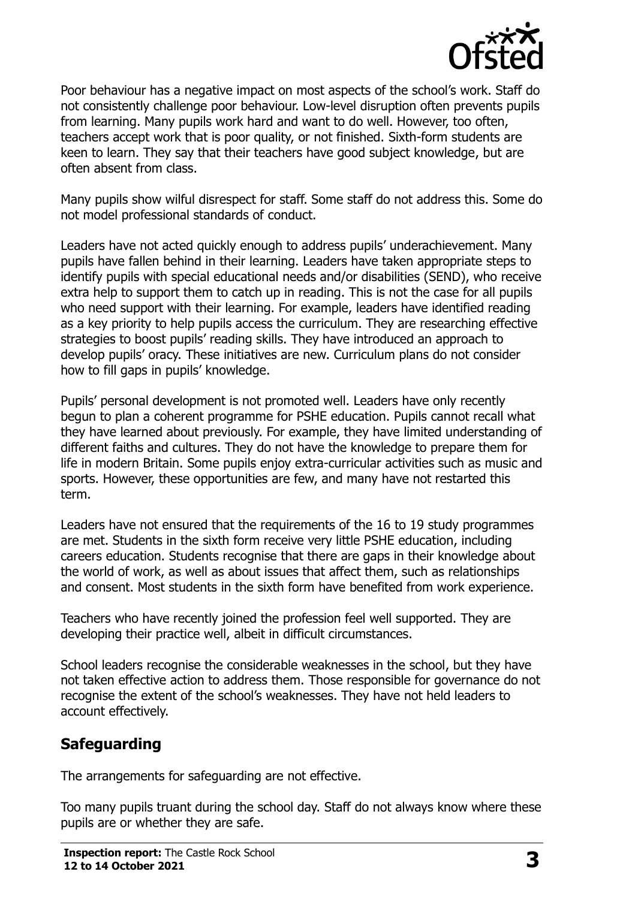Poor behaviour has a negative impact on most aspects of the school's work. Staff do not consistently challenge poor behaviour. Low-level disruption often prevents pupils from learning. Many pupils work hard and want to do well. However, too often, teachers accept work that is poor quality, or not finished. Sixth-form students are keen to learn. They say that their teachers have good subject knowledge, but are often absent from class.

Many pupils show wilful disrespect for staff. Some staff do not address this. Some do not model professional standards of conduct.

Leaders have not acted quickly enough to address pupils' underachievement. Many pupils have fallen behind in their learning. Leaders have taken appropriate steps to identify pupils with special educational needs and/or disabilities (SEND), who receive extra help to support them to catch up in reading. This is not the case for all pupils who need support with their learning. For example, leaders have identified reading as a key priority to help pupils access the curriculum. They are researching effective strategies to boost pupils' reading skills. They have introduced an approach to develop pupils' oracy. These initiatives are new. Curriculum plans do not consider how to fill gaps in pupils' knowledge.

Pupils' personal development is not promoted well. Leaders have only recently begun to plan a coherent programme for PSHE education. Pupils cannot recall what they have learned about previously. For example, they have limited understanding of different faiths and cultures. They do not have the knowledge to prepare them for life in modern Britain. Some pupils enjoy extra-curricular activities such as music and sports. However, these opportunities are few, and many have not restarted this term.

Leaders have not ensured that the requirements of the 16 to 19 study programmes are met. Students in the sixth form receive very little PSHE education, including careers education. Students recognise that there are gaps in their knowledge about the world of work, as well as about issues that affect them, such as relationships and consent. Most students in the sixth form have benefited from work experience.

Teachers who have recently joined the profession feel well supported. They are developing their practice well, albeit in difficult circumstances.

School leaders recognise the considerable weaknesses in the school, but they have not taken effective action to address them. Those responsible for governance do not recognise the extent of the school's weaknesses. They have not held leaders to account effectively.

## Safeguarding

The arrangements for safeguarding are not effective.

Too many pupils truant during the school day. Staff do not always know where these pupils are or whether they are safe.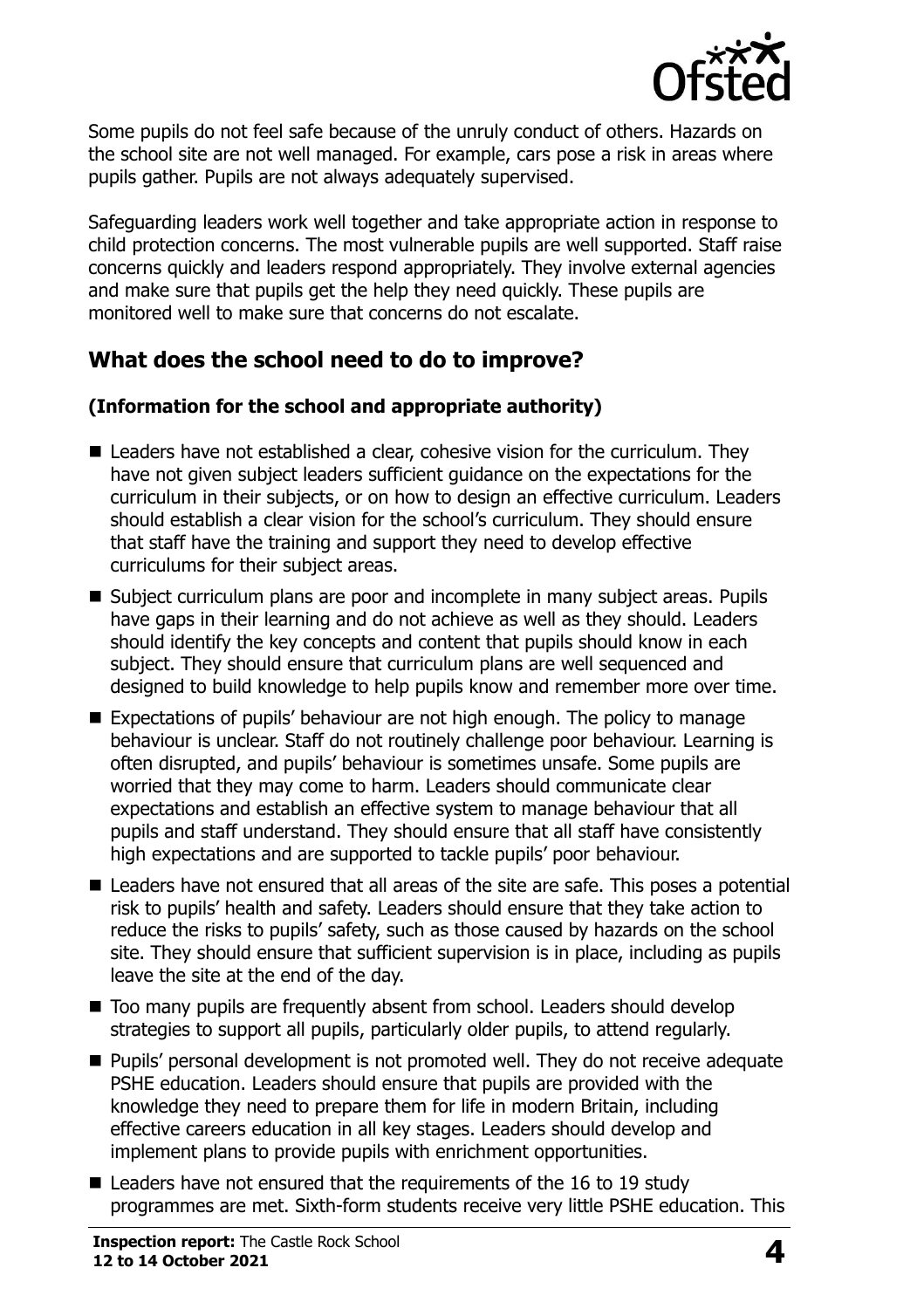Some pupils do not feel safe because of the unruly conduct of others. Hazards on the school site are not well managed. For example, cars pose a risk in areas where pupils gather. Pupils are not always adequately supervised.

Safeguarding leaders work well together and take appropriate action in response to child protection concerns. The most vulnerable pupils are well supported. Staff raise concerns quickly and leaders respond appropriately. They involve external agencies and make sure that pupils get the help they need quickly. These pupils are monitored well to make sure that concerns do not escalate.

## What does the school need to do to improve?

### (Information for the school and appropriate authority)

- Leaders have not established a clear, cohesive vision for the curriculum. They have not given subject leaders sufficient guidance on the expectations for the curriculum in their subjects, or on how to design an effective curriculum. Leaders should establish a clear vision for the school's curriculum. They should ensure that staff have the training and support they need to develop effective curriculums for their subject areas.
- Subject curriculum plans are poor and incomplete in many subject areas. Pupils have gaps in their learning and do not achieve as well as they should. Leaders should identify the key concepts and content that pupils should know in each subject. They should ensure that curriculum plans are well sequenced and designed to build knowledge to help pupils know and remember more over time.
- Expectations of pupils' behaviour are not high enough. The policy to manage behaviour is unclear. Staff do not routinely challenge poor behaviour. Learning is often disrupted, and pupils' behaviour is sometimes unsafe. Some pupils are worried that they may come to harm. Leaders should communicate clear expectations and establish an effective system to manage behaviour that all pupils and staff understand. They should ensure that all staff have consistently high expectations and are supported to tackle pupils' poor behaviour.
- Leaders have not ensured that all areas of the site are safe. This poses a potential risk to pupils' health and safety. Leaders should ensure that they take action to reduce the risks to pupils' safety, such as those caused by hazards on the school site. They should ensure that sufficient supervision is in place, including as pupils leave the site at the end of the day.
- Too many pupils are frequently absent from school. Leaders should develop strategies to support all pupils, particularly older pupils, to attend regularly.
- Pupils' personal development is not promoted well. They do not receive adequate PSHE education. Leaders should ensure that pupils are provided with the knowledge they need to prepare them for life in modern Britain, including effective careers education in all key stages. Leaders should develop and implement plans to provide pupils with enrichment opportunities.
- Leaders have not ensured that the requirements of the 16 to 19 study programmes are met. Sixth-form students receive very little PSHE education. This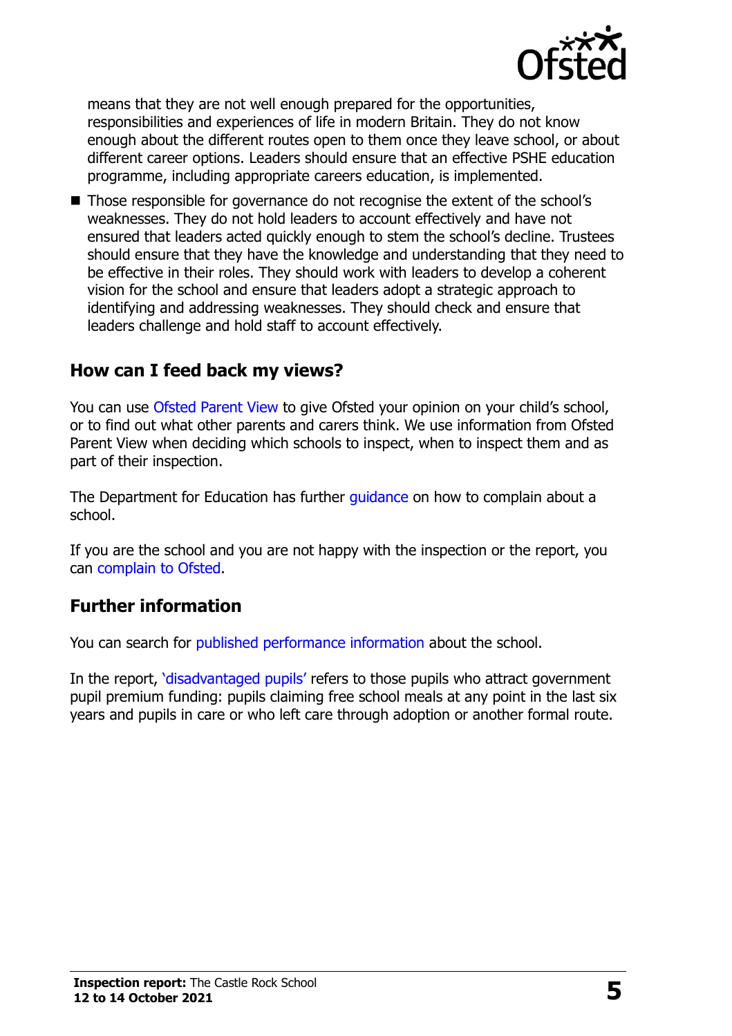means that they are not well enough prepared for the opportunities, responsibilities and experiences of life in modern Britain. They do not know enough about the different routes open to them once they leave school, or about different career options. Leaders should ensure that an effective PSHE education programme, including appropriate careers education, is implemented.

- Those responsible for governance do not recognise the extent of the school's weaknesses. They do not hold leaders to account effectively and have not ensured that leaders acted quickly enough to stem the school's decline. Trustees should ensure that they have the knowledge and understanding that they need to be effective in their roles. They should work with leaders to develop a coherent vision for the school and ensure that leaders adopt a strategic approach to identifying and addressing weaknesses. They should check and ensure that leaders challenge and hold staff to account effectively.

## How can I feed back my views?

You can use Ofsted Parent View to give Ofsted your opinion on your child's school, or to find out what other parents and carers think. We use information from Ofsted Parent View when deciding which schools to inspect, when to inspect them and as part of their inspection.

The Department for Education has further guidance on how to complain about a school.

If you are the school and you are not happy with the inspection or the report, you can complain to Ofsted.

## Further information

You can search for published performance information about the school.

In the report, 'disadvantaged pupils' refers to those pupils who attract government pupil premium funding: pupils claiming free school meals at any point in the last six years and pupils in care or who left care through adoption or another formal route.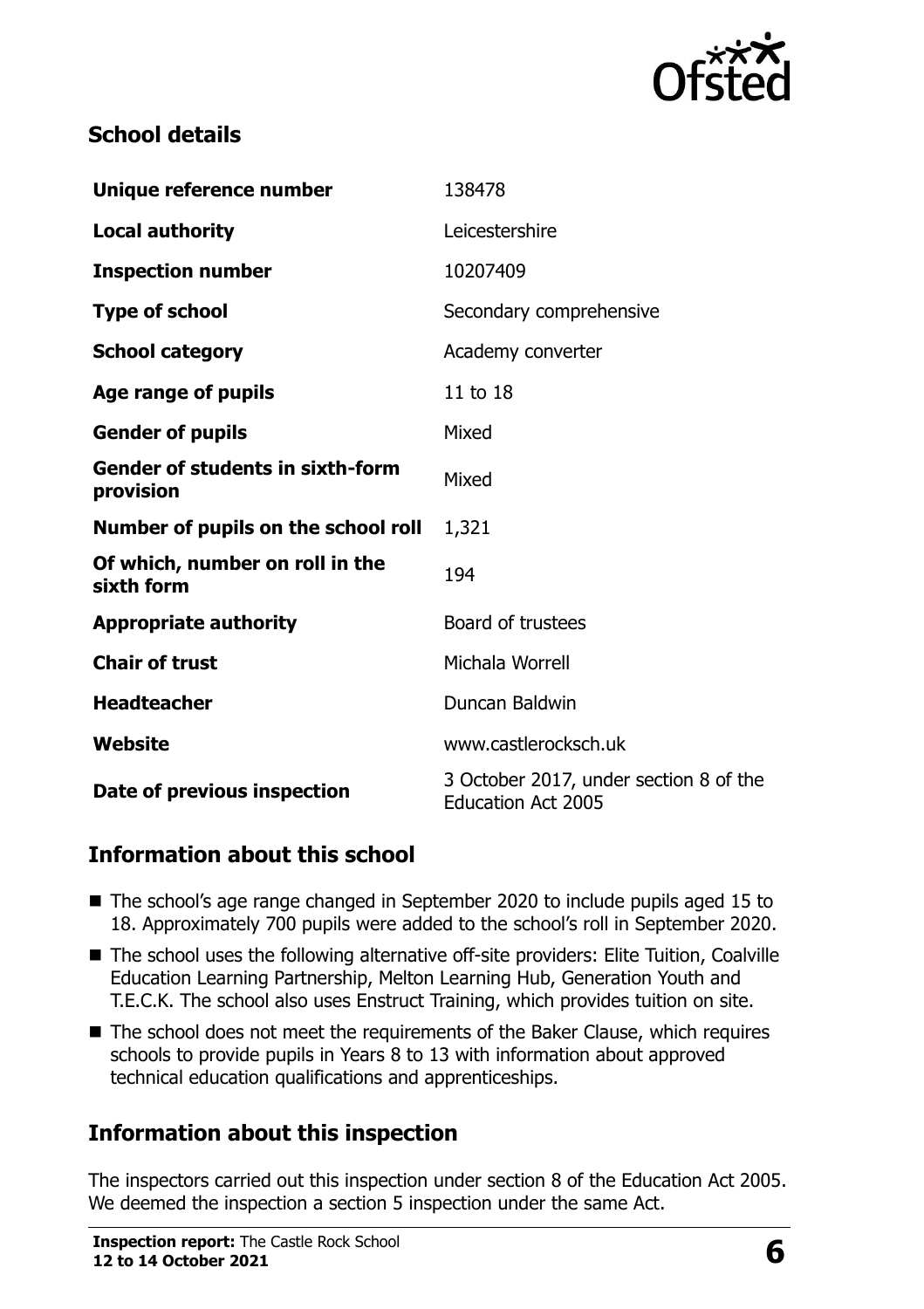## School details

| | |
|---|---|
| **Unique reference number** | 138478 |
| **Local authority** | Leicestershire |
| **Inspection number** | 10207409 |
| **Type of school** | Secondary comprehensive |
| **School category** | Academy converter |
| **Age range of pupils** | 11 to 18 |
| **Gender of pupils** | Mixed |
| **Gender of students in sixth-form provision** | Mixed |
| **Number of pupils on the school roll** | 1,321 |
| **Of which, number on roll in the sixth form** | 194 |
| **Appropriate authority** | Board of trustees |
| **Chair of trust** | Michala Worrell |
| **Headteacher** | Duncan Baldwin |
| **Website** | www.castlerocksch.uk |
| **Date of previous inspection** | 3 October 2017, under section 8 of the Education Act 2005 |

## Information about this school

- The school's age range changed in September 2020 to include pupils aged 15 to 18. Approximately 700 pupils were added to the school's roll in September 2020.
- The school uses the following alternative off-site providers: Elite Tuition, Coalville Education Learning Partnership, Melton Learning Hub, Generation Youth and T.E.C.K. The school also uses Enstruct Training, which provides tuition on site.
- The school does not meet the requirements of the Baker Clause, which requires schools to provide pupils in Years 8 to 13 with information about approved technical education qualifications and apprenticeships.

## Information about this inspection

The inspectors carried out this inspection under section 8 of the Education Act 2005. We deemed the inspection a section 5 inspection under the same Act.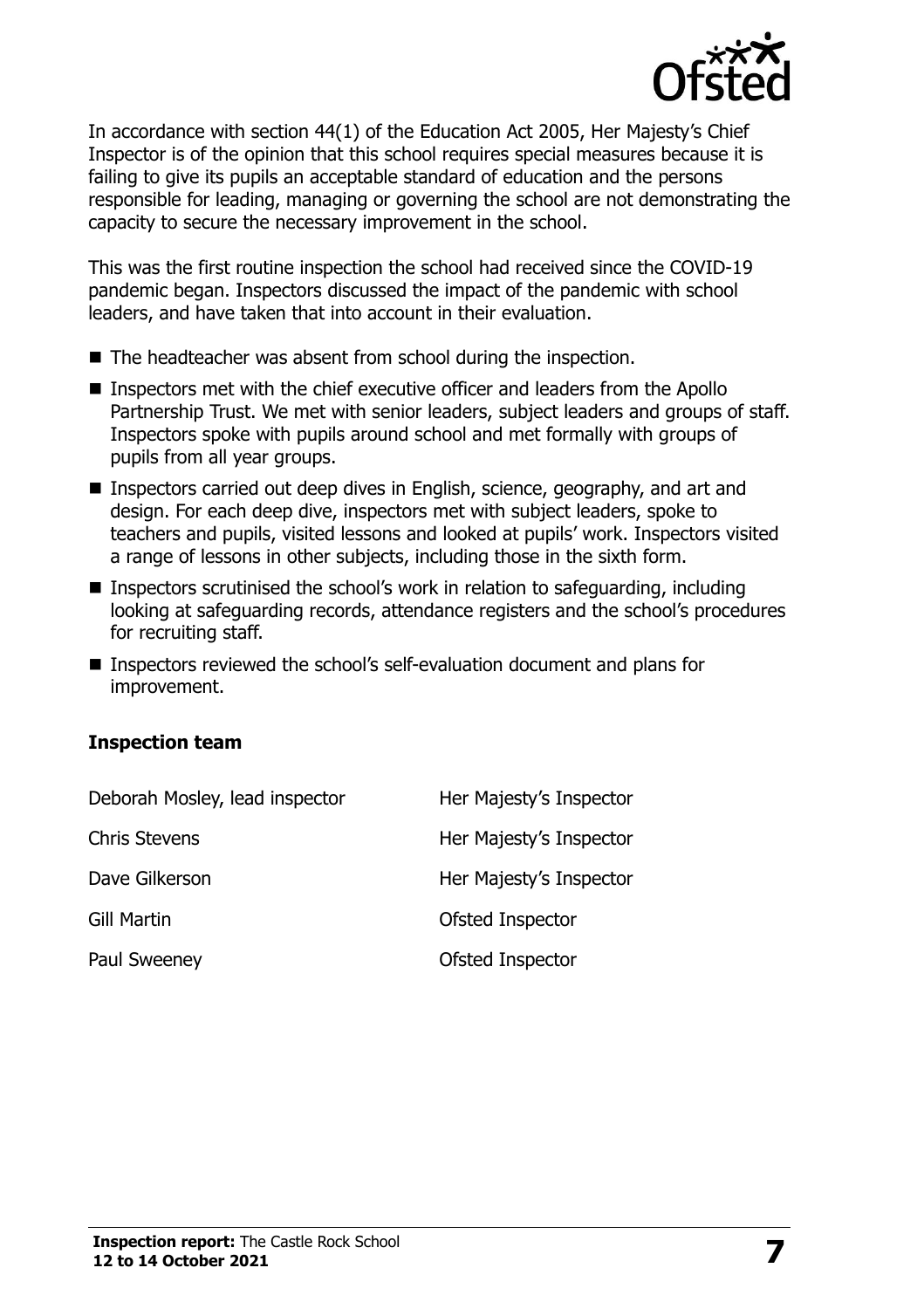In accordance with section 44(1) of the Education Act 2005, Her Majesty's Chief Inspector is of the opinion that this school requires special measures because it is failing to give its pupils an acceptable standard of education and the persons responsible for leading, managing or governing the school are not demonstrating the capacity to secure the necessary improvement in the school.

This was the first routine inspection the school had received since the COVID-19 pandemic began. Inspectors discussed the impact of the pandemic with school leaders, and have taken that into account in their evaluation.

- The headteacher was absent from school during the inspection.
- Inspectors met with the chief executive officer and leaders from the Apollo Partnership Trust. We met with senior leaders, subject leaders and groups of staff. Inspectors spoke with pupils around school and met formally with groups of pupils from all year groups.
- Inspectors carried out deep dives in English, science, geography, and art and design. For each deep dive, inspectors met with subject leaders, spoke to teachers and pupils, visited lessons and looked at pupils' work. Inspectors visited a range of lessons in other subjects, including those in the sixth form.
- Inspectors scrutinised the school's work in relation to safeguarding, including looking at safeguarding records, attendance registers and the school's procedures for recruiting staff.
- Inspectors reviewed the school's self-evaluation document and plans for improvement.

### Inspection team

| | |
|---|---|
| Deborah Mosley, lead inspector | Her Majesty's Inspector |
| Chris Stevens | Her Majesty's Inspector |
| Dave Gilkerson | Her Majesty's Inspector |
| Gill Martin | Ofsted Inspector |
| Paul Sweeney | Ofsted Inspector |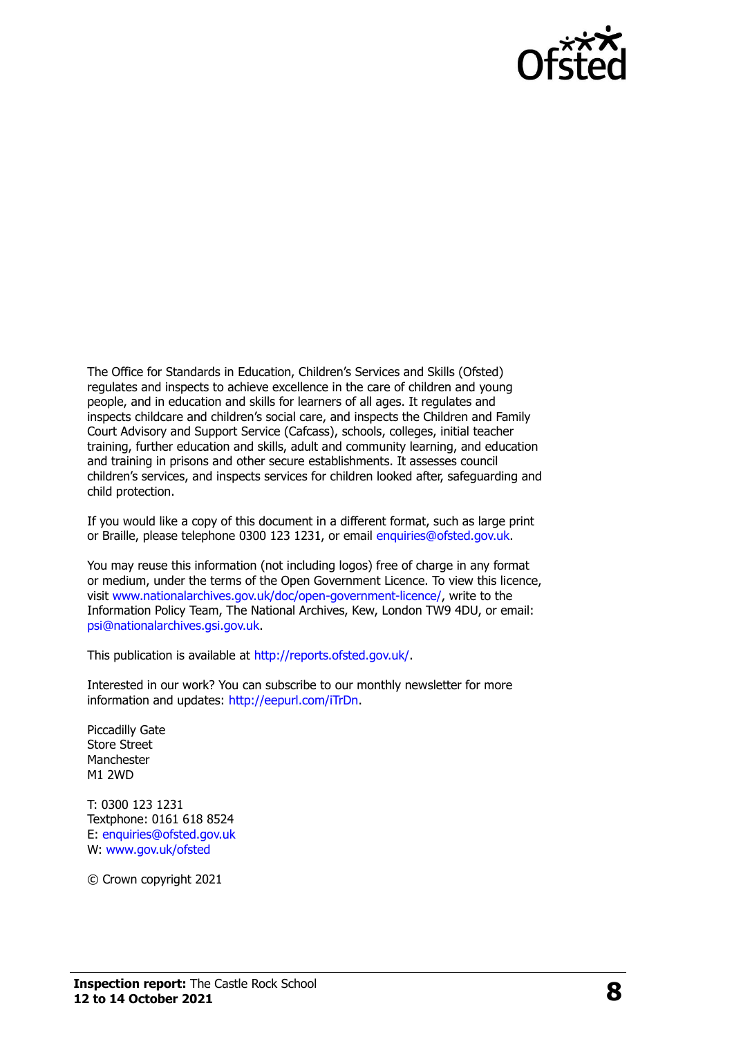The Office for Standards in Education, Children's Services and Skills (Ofsted) regulates and inspects to achieve excellence in the care of children and young people, and in education and skills for learners of all ages. It regulates and inspects childcare and children's social care, and inspects the Children and Family Court Advisory and Support Service (Cafcass), schools, colleges, initial teacher training, further education and skills, adult and community learning, and education and training in prisons and other secure establishments. It assesses council children's services, and inspects services for children looked after, safeguarding and child protection.

If you would like a copy of this document in a different format, such as large print or Braille, please telephone 0300 123 1231, or email enquiries@ofsted.gov.uk.

You may reuse this information (not including logos) free of charge in any format or medium, under the terms of the Open Government Licence. To view this licence, visit www.nationalarchives.gov.uk/doc/open-government-licence/, write to the Information Policy Team, The National Archives, Kew, London TW9 4DU, or email: psi@nationalarchives.gsi.gov.uk.

This publication is available at http://reports.ofsted.gov.uk/.

Interested in our work? You can subscribe to our monthly newsletter for more information and updates: http://eepurl.com/iTrDn.

Piccadilly Gate
Store Street
Manchester
M1 2WD

T: 0300 123 1231
Textphone: 0161 618 8524
E: enquiries@ofsted.gov.uk
W: www.gov.uk/ofsted

© Crown copyright 2021